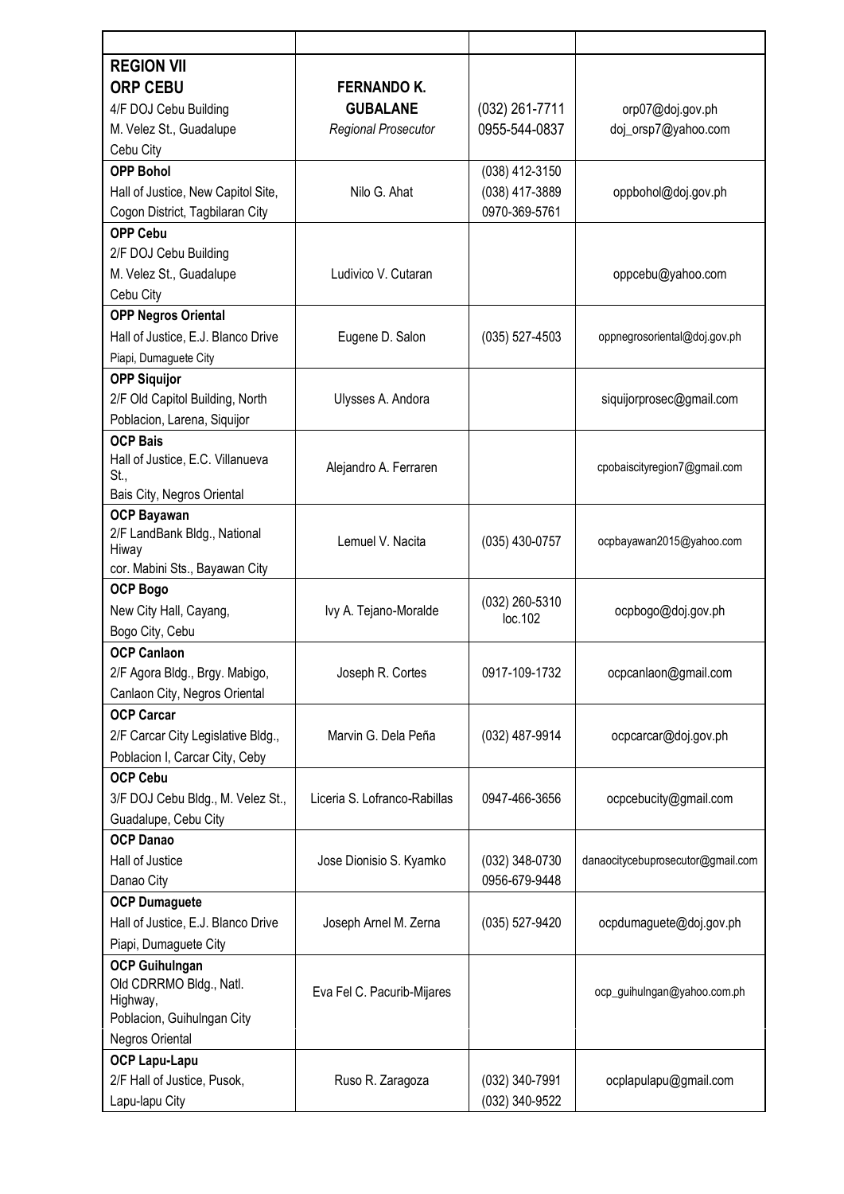| | | | |
|---|---|---|---|
| **REGION VII**<br>**ORP CEBU**<br>4/F DOJ Cebu Building<br>M. Velez St., Guadalupe<br>Cebu City | **FERNANDO K. GUBALANE**<br>*Regional Prosecutor* | (032) 261-7711<br>0955-544-0837 | orp07@doj.gov.ph<br>doj_orsp7@yahoo.com |
| **OPP Bohol**<br>Hall of Justice, New Capitol Site,<br>Cogon District, Tagbilaran City | Nilo G. Ahat | (038) 412-3150<br>(038) 417-3889<br>0970-369-5761 | oppbohol@doj.gov.ph |
| **OPP Cebu**<br>2/F DOJ Cebu Building<br>M. Velez St., Guadalupe<br>Cebu City | Ludivico V. Cutaran | | oppcebu@yahoo.com |
| **OPP Negros Oriental**<br>Hall of Justice, E.J. Blanco Drive<br>Piapi, Dumaguete City | Eugene D. Salon | (035) 527-4503 | oppnegrosoriental@doj.gov.ph |
| **OPP Siquijor**<br>2/F Old Capitol Building, North<br>Poblacion, Larena, Siquijor | Ulysses A. Andora | | siquijorprosec@gmail.com |
| **OCP Bais**<br>Hall of Justice, E.C. Villanueva St.,<br>Bais City, Negros Oriental | Alejandro A. Ferraren | | cpobaiscityregion7@gmail.com |
| **OCP Bayawan**<br>2/F LandBank Bldg., National Hiway<br>cor. Mabini Sts., Bayawan City | Lemuel V. Nacita | (035) 430-0757 | ocpbayawan2015@yahoo.com |
| **OCP Bogo**<br>New City Hall, Cayang,<br>Bogo City, Cebu | Ivy A. Tejano-Moralde | (032) 260-5310 loc.102 | ocpbogo@doj.gov.ph |
| **OCP Canlaon**<br>2/F Agora Bldg., Brgy. Mabigo,<br>Canlaon City, Negros Oriental | Joseph R. Cortes | 0917-109-1732 | ocpcanlaon@gmail.com |
| **OCP Carcar**<br>2/F Carcar City Legislative Bldg.,<br>Poblacion I, Carcar City, Ceby | Marvin G. Dela Peña | (032) 487-9914 | ocpcarcar@doj.gov.ph |
| **OCP Cebu**<br>3/F DOJ Cebu Bldg., M. Velez St.,<br>Guadalupe, Cebu City | Liceria S. Lofranco-Rabillas | 0947-466-3656 | ocpcebucity@gmail.com |
| **OCP Danao**<br>Hall of Justice<br>Danao City | Jose Dionisio S. Kyamko | (032) 348-0730<br>0956-679-9448 | danaocitycebuprosecutor@gmail.com |
| **OCP Dumaguete**<br>Hall of Justice, E.J. Blanco Drive<br>Piapi, Dumaguete City | Joseph Arnel M. Zerna | (035) 527-9420 | ocpdumaguete@doj.gov.ph |
| **OCP Guihulngan**<br>Old CDRRMO Bldg., Natl. Highway,<br>Poblacion, Guihulngan City<br>Negros Oriental | Eva Fel C. Pacurib-Mijares | | ocp_guihulngan@yahoo.com.ph |
| **OCP Lapu-Lapu**<br>2/F Hall of Justice, Pusok,<br>Lapu-lapu City | Ruso R. Zaragoza | (032) 340-7991<br>(032) 340-9522 | ocplapulapu@gmail.com |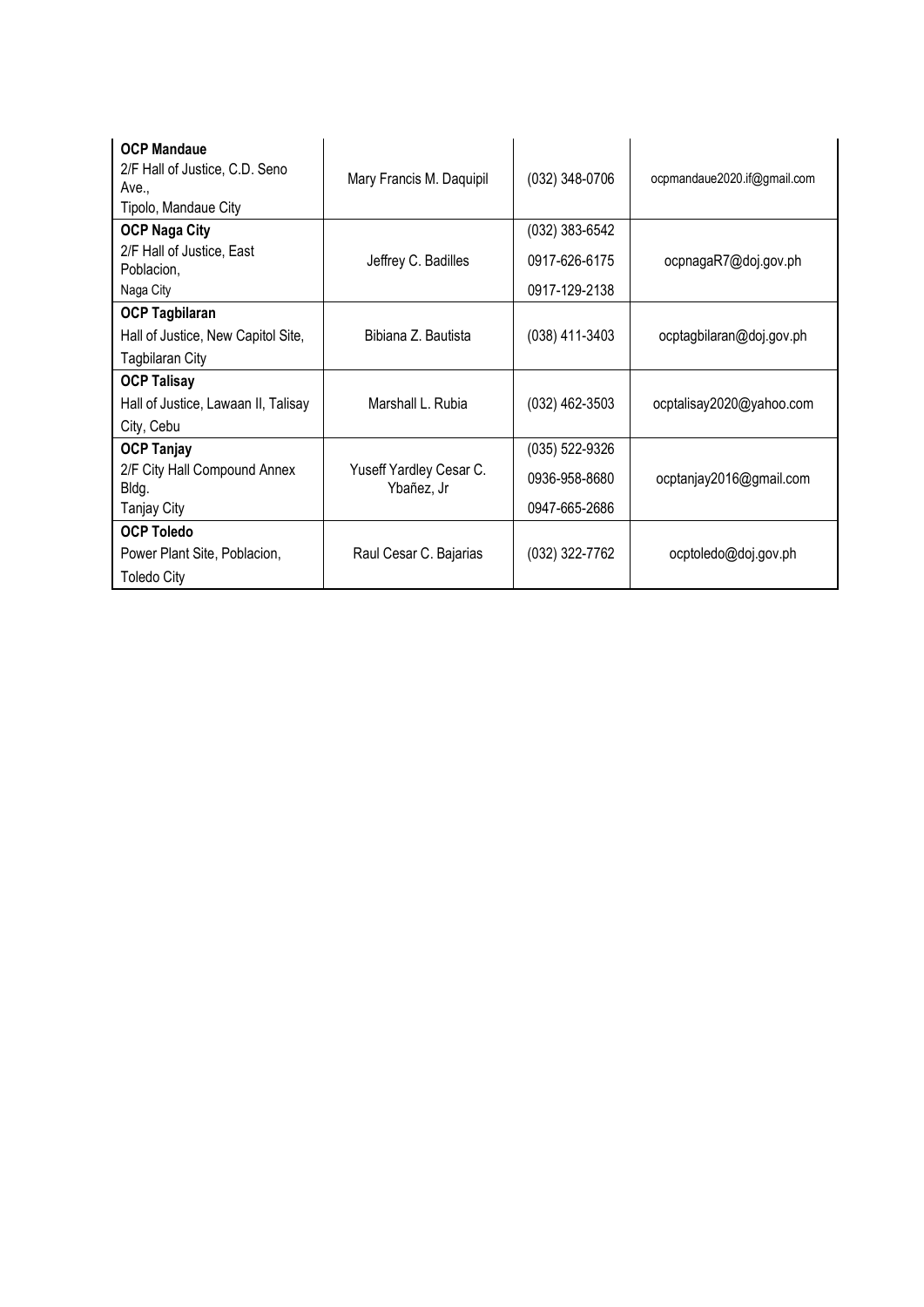| | | | |
|---|---|---|---|
| **OCP Mandaue**<br>2/F Hall of Justice, C.D. Seno Ave.,<br>Tipolo, Mandaue City | Mary Francis M. Daquipil | (032) 348-0706 | ocpmandaue2020.if@gmail.com |
| **OCP Naga City**<br>2/F Hall of Justice, East Poblacion,<br>Naga City | Jeffrey C. Badilles | (032) 383-6542<br>0917-626-6175<br>0917-129-2138 | ocpnagaR7@doj.gov.ph |
| **OCP Tagbilaran**<br>Hall of Justice, New Capitol Site,<br>Tagbilaran City | Bibiana Z. Bautista | (038) 411-3403 | ocptagbilaran@doj.gov.ph |
| **OCP Talisay**<br>Hall of Justice, Lawaan II, Talisay<br>City, Cebu | Marshall L. Rubia | (032) 462-3503 | ocptalisay2020@yahoo.com |
| **OCP Tanjay**<br>2/F City Hall Compound Annex Bldg.<br>Tanjay City | Yuseff Yardley Cesar C. Ybañez, Jr | (035) 522-9326<br>0936-958-8680<br>0947-665-2686 | ocptanjay2016@gmail.com |
| **OCP Toledo**<br>Power Plant Site, Poblacion,<br>Toledo City | Raul Cesar C. Bajarias | (032) 322-7762 | ocptoledo@doj.gov.ph |